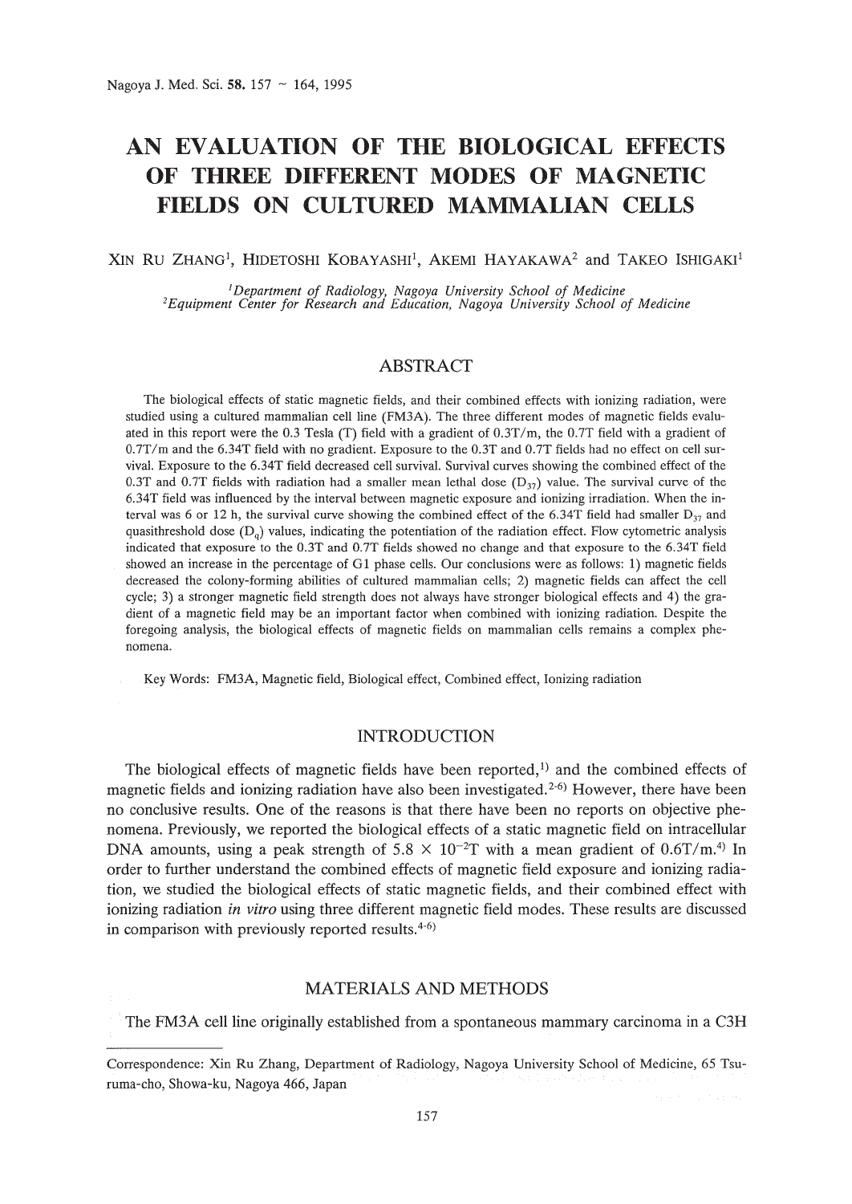# AN EVALUATION OF THE BIOLOGICAL EFFECTS OF THREE DIFFERENT MODES OF MAGNETIC FIELDS ON CULTURED MAMMALIAN CELLS

XIN RU ZHANG[1], HIDETOSHI KOBAYASHI[1], AKEMI HAYAKAWA[2] and TAKEO ISHIGAKI[1]

[1]*Department of Radiology, Nagoya University School of Medicine*
[2]*Equipment Center for Research and Education, Nagoya University School of Medicine*

## ABSTRACT

The biological effects of static magnetic fields, and their combined effects with ionizing radiation, were studied using a cultured mammalian cell line (FM3A). The three different modes of magnetic fields evaluated in this report were the 0.3 Tesla (T) field with a gradient of 0.3T/m, the 0.7T field with a gradient of 0.7T/m and the 6.34T field with no gradient. Exposure to the 0.3T and 0.7T fields had no effect on cell survival. Exposure to the 6.34T field decreased cell survival. Survival curves showing the combined effect of the 0.3T and 0.7T fields with radiation had a smaller mean lethal dose ($D_{37}$) value. The survival curve of the 6.34T field was influenced by the interval between magnetic exposure and ionizing irradiation. When the interval was 6 or 12 h, the survival curve showing the combined effect of the 6.34T field had smaller $D_{37}$ and quasithreshold dose ($D_q$) values, indicating the potentiation of the radiation effect. Flow cytometric analysis indicated that exposure to the 0.3T and 0.7T fields showed no change and that exposure to the 6.34T field showed an increase in the percentage of G1 phase cells. Our conclusions were as follows: 1) magnetic fields decreased the colony-forming abilities of cultured mammalian cells; 2) magnetic fields can affect the cell cycle; 3) a stronger magnetic field strength does not always have stronger biological effects and 4) the gradient of a magnetic field may be an important factor when combined with ionizing radiation. Despite the foregoing analysis, the biological effects of magnetic fields on mammalian cells remains a complex phenomena.

Key Words: FM3A, Magnetic field, Biological effect, Combined effect, Ionizing radiation

## INTRODUCTION

The biological effects of magnetic fields have been reported,[1] and the combined effects of magnetic fields and ionizing radiation have also been investigated.[2-6] However, there have been no conclusive results. One of the reasons is that there have been no reports on objective phenomena. Previously, we reported the biological effects of a static magnetic field on intracellular DNA amounts, using a peak strength of $5.8 \times 10^{-2}$T with a mean gradient of 0.6T/m.[4] In order to further understand the combined effects of magnetic field exposure and ionizing radiation, we studied the biological effects of static magnetic fields, and their combined effect with ionizing radiation *in vitro* using three different magnetic field modes. These results are discussed in comparison with previously reported results.[4-6]

## MATERIALS AND METHODS

The FM3A cell line originally established from a spontaneous mammary carcinoma in a C3H

---

Correspondence: Xin Ru Zhang, Department of Radiology, Nagoya University School of Medicine, 65 Tsuruma-cho, Showa-ku, Nagoya 466, Japan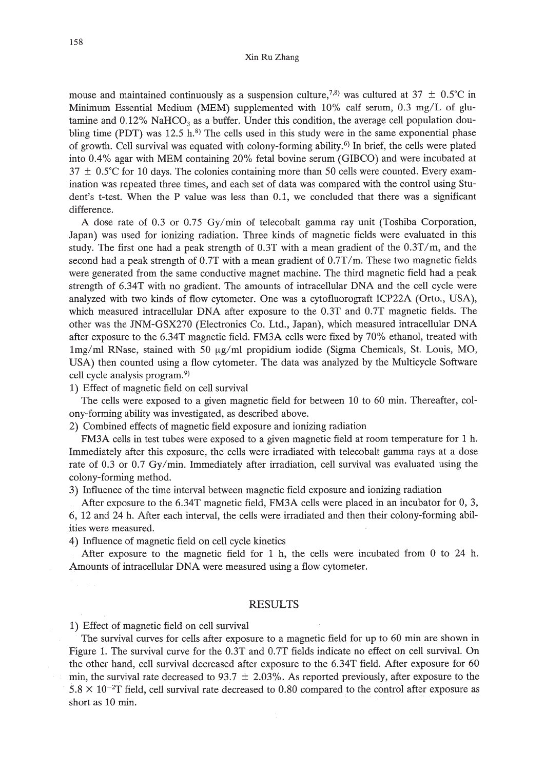mouse and maintained continuously as a suspension culture,[7,8] was cultured at 37 ± 0.5°C in Minimum Essential Medium (MEM) supplemented with 10% calf serum, 0.3 mg/L of glutamine and 0.12% $NaHCO_3$ as a buffer. Under this condition, the average cell population doubling time (PDT) was 12.5 h.[8] The cells used in this study were in the same exponential phase of growth. Cell survival was equated with colony-forming ability.[6] In brief, the cells were plated into 0.4% agar with MEM containing 20% fetal bovine serum (GIBCO) and were incubated at 37 ± 0.5°C for 10 days. The colonies containing more than 50 cells were counted. Every examination was repeated three times, and each set of data was compared with the control using Student's t-test. When the P value was less than 0.1, we concluded that there was a significant difference.

A dose rate of 0.3 or 0.75 Gy/min of telecobalt gamma ray unit (Toshiba Corporation, Japan) was used for ionizing radiation. Three kinds of magnetic fields were evaluated in this study. The first one had a peak strength of 0.3T with a mean gradient of the 0.3T/m, and the second had a peak strength of 0.7T with a mean gradient of 0.7T/m. These two magnetic fields were generated from the same conductive magnet machine. The third magnetic field had a peak strength of 6.34T with no gradient. The amounts of intracellular DNA and the cell cycle were analyzed with two kinds of flow cytometer. One was a cytofluorograft ICP22A (Orto., USA), which measured intracellular DNA after exposure to the 0.3T and 0.7T magnetic fields. The other was the JNM-GSX270 (Electronics Co. Ltd., Japan), which measured intracellular DNA after exposure to the 6.34T magnetic field. FM3A cells were fixed by 70% ethanol, treated with 1mg/ml RNase, stained with 50 μg/ml propidium iodide (Sigma Chemicals, St. Louis, MO, USA) then counted using a flow cytometer. The data was analyzed by the Multicycle Software cell cycle analysis program.[9]

1) Effect of magnetic field on cell survival

The cells were exposed to a given magnetic field for between 10 to 60 min. Thereafter, colony-forming ability was investigated, as described above.

2) Combined effects of magnetic field exposure and ionizing radiation

FM3A cells in test tubes were exposed to a given magnetic field at room temperature for 1 h. Immediately after this exposure, the cells were irradiated with telecobalt gamma rays at a dose rate of 0.3 or 0.7 Gy/min. Immediately after irradiation, cell survival was evaluated using the colony-forming method.

3) Influence of the time interval between magnetic field exposure and ionizing radiation

After exposure to the 6.34T magnetic field, FM3A cells were placed in an incubator for 0, 3, 6, 12 and 24 h. After each interval, the cells were irradiated and then their colony-forming abilities were measured.

4) Influence of magnetic field on cell cycle kinetics

After exposure to the magnetic field for 1 h, the cells were incubated from 0 to 24 h. Amounts of intracellular DNA were measured using a flow cytometer.

## RESULTS

1) Effect of magnetic field on cell survival

The survival curves for cells after exposure to a magnetic field for up to 60 min are shown in Figure 1. The survival curve for the 0.3T and 0.7T fields indicate no effect on cell survival. On the other hand, cell survival decreased after exposure to the 6.34T field. After exposure for 60 min, the survival rate decreased to 93.7 ± 2.03%. As reported previously, after exposure to the $5.8 \times 10^{-2}$T field, cell survival rate decreased to 0.80 compared to the control after exposure as short as 10 min.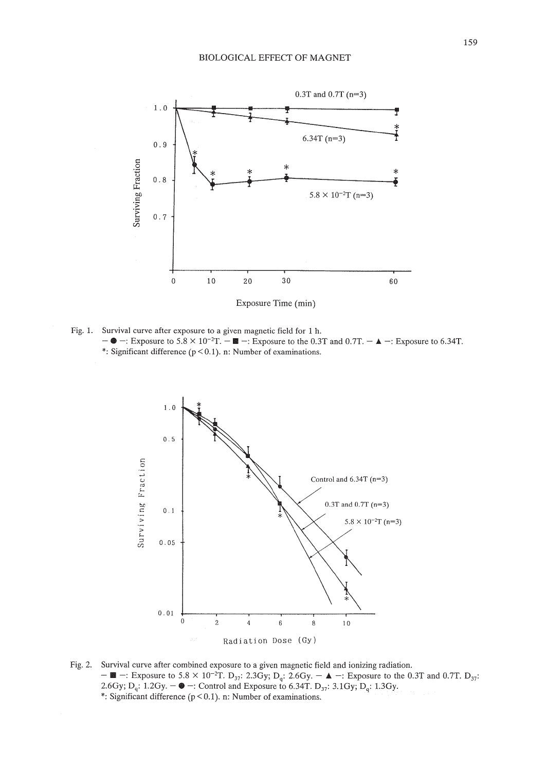Fig. 1. Survival curve after exposure to a given magnetic field for 1 h.
— ● —: Exposure to $5.8 \times 10^{-2}$T. — ■ —: Exposure to the 0.3T and 0.7T. — ▲ —: Exposure to 6.34T.
*: Significant difference ($p < 0.1$). n: Number of examinations.

Fig. 2. Survival curve after combined exposure to a given magnetic field and ionizing radiation.
— ■ —: Exposure to $5.8 \times 10^{-2}$T. $D_{37}$: 2.3Gy; $D_q$: 2.6Gy. — ▲ —: Exposure to the 0.3T and 0.7T. $D_{37}$: 2.6Gy; $D_q$: 1.2Gy. — ● —: Control and Exposure to 6.34T. $D_{37}$: 3.1Gy; $D_q$: 1.3Gy.
*: Significant difference ($p < 0.1$). n: Number of examinations.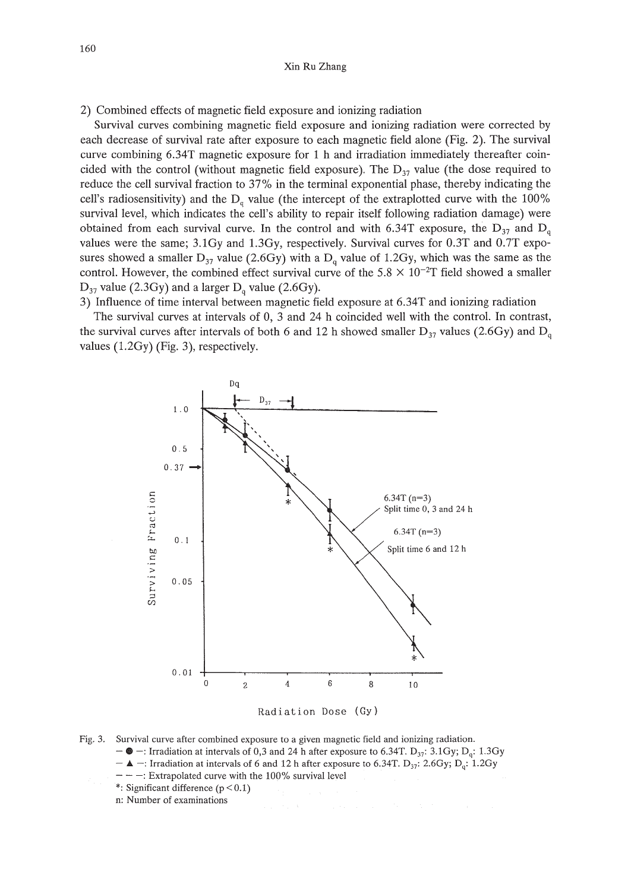2) Combined effects of magnetic field exposure and ionizing radiation

Survival curves combining magnetic field exposure and ionizing radiation were corrected by each decrease of survival rate after exposure to each magnetic field alone (Fig. 2). The survival curve combining 6.34T magnetic exposure for 1 h and irradiation immediately thereafter coincided with the control (without magnetic field exposure). The $D_{37}$ value (the dose required to reduce the cell survival fraction to 37% in the terminal exponential phase, thereby indicating the cell's radiosensitivity) and the $D_q$ value (the intercept of the extraplotted curve with the 100% survival level, which indicates the cell's ability to repair itself following radiation damage) were obtained from each survival curve. In the control and with 6.34T exposure, the $D_{37}$ and $D_q$ values were the same; 3.1Gy and 1.3Gy, respectively. Survival curves for 0.3T and 0.7T exposures showed a smaller $D_{37}$ value (2.6Gy) with a $D_q$ value of 1.2Gy, which was the same as the control. However, the combined effect survival curve of the $5.8 \times 10^{-2}$T field showed a smaller $D_{37}$ value (2.3Gy) and a larger $D_q$ value (2.6Gy).

3) Influence of time interval between magnetic field exposure at 6.34T and ionizing radiation

The survival curves at intervals of 0, 3 and 24 h coincided well with the control. In contrast, the survival curves after intervals of both 6 and 12 h showed smaller $D_{37}$ values (2.6Gy) and $D_q$ values (1.2Gy) (Fig. 3), respectively.

Fig. 3. Survival curve after combined exposure to a given magnetic field and ionizing radiation.
— ● —: Irradiation at intervals of 0,3 and 24 h after exposure to 6.34T. $D_{37}$: 3.1Gy; $D_q$: 1.3Gy
— ▲ —: Irradiation at intervals of 6 and 12 h after exposure to 6.34T. $D_{37}$: 2.6Gy; $D_q$: 1.2Gy
— — —: Extrapolated curve with the 100% survival level
*: Significant difference ($p < 0.1$)
n: Number of examinations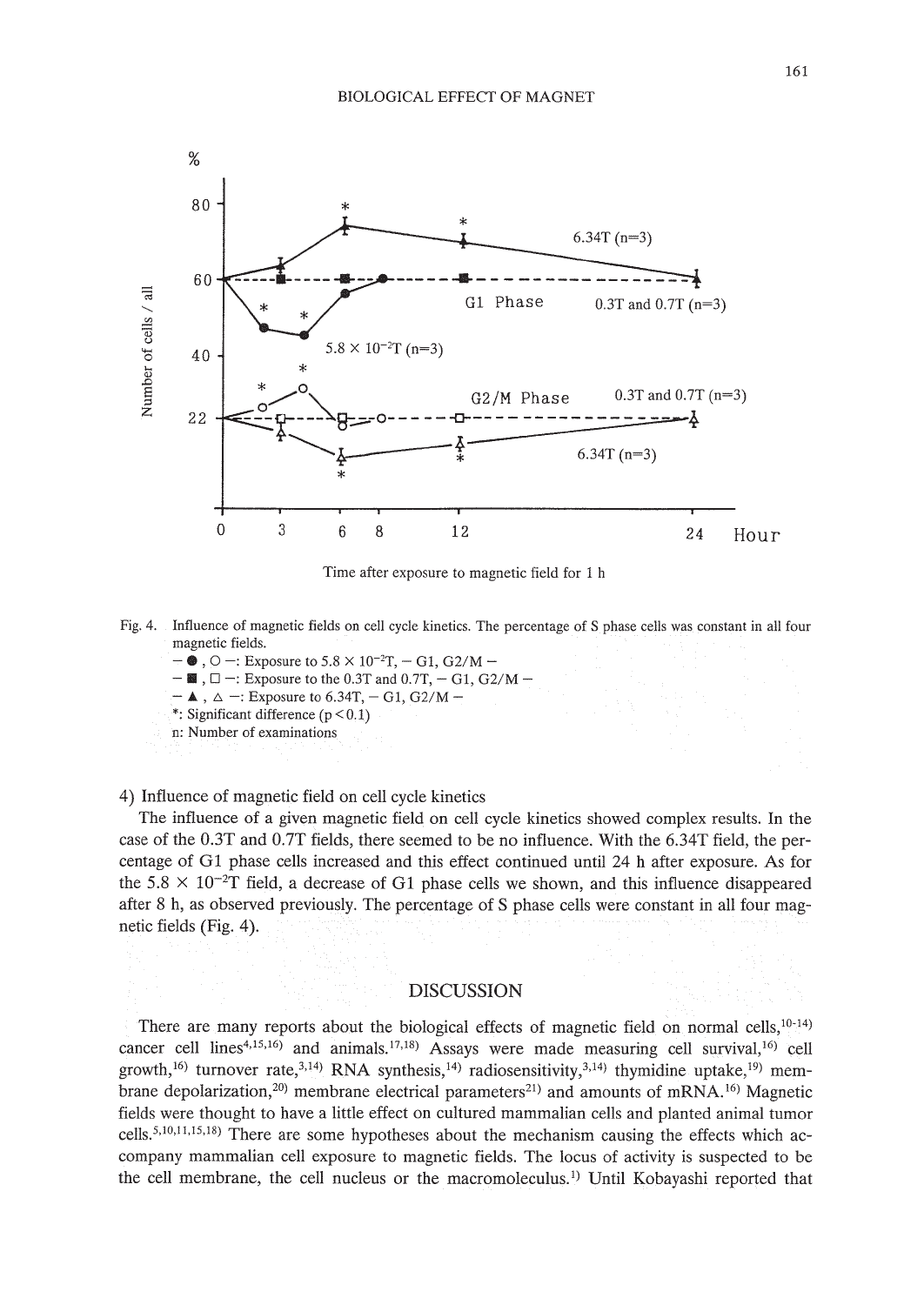Fig. 4. Influence of magnetic fields on cell cycle kinetics. The percentage of S phase cells was constant in all four magnetic fields.

– ●, ○ –: Exposure to $5.8 \times 10^{-2}$T, – G1, G2/M –

– ■, □ –: Exposure to the 0.3T and 0.7T, – G1, G2/M –

– ▲, △ –: Exposure to 6.34T, – G1, G2/M –

*: Significant difference ($p < 0.1$)

n: Number of examinations

4) Influence of magnetic field on cell cycle kinetics

The influence of a given magnetic field on cell cycle kinetics showed complex results. In the case of the 0.3T and 0.7T fields, there seemed to be no influence. With the 6.34T field, the percentage of G1 phase cells increased and this effect continued until 24 h after exposure. As for the $5.8 \times 10^{-2}$T field, a decrease of G1 phase cells we shown, and this influence disappeared after 8 h, as observed previously. The percentage of S phase cells were constant in all four magnetic fields (Fig. 4).

## DISCUSSION

There are many reports about the biological effects of magnetic field on normal cells,[10-14] cancer cell lines[4,15,16] and animals.[17,18] Assays were made measuring cell survival,[16] cell growth,[16] turnover rate,[3,14] RNA synthesis,[14] radiosensitivity,[3,14] thymidine uptake,[19] membrane depolarization,[20] membrane electrical parameters[21] and amounts of mRNA.[16] Magnetic fields were thought to have a little effect on cultured mammalian cells and planted animal tumor cells.[5,10,11,15,18] There are some hypotheses about the mechanism causing the effects which accompany mammalian cell exposure to magnetic fields. The locus of activity is suspected to be the cell membrane, the cell nucleus or the macromoleculus.[1] Until Kobayashi reported that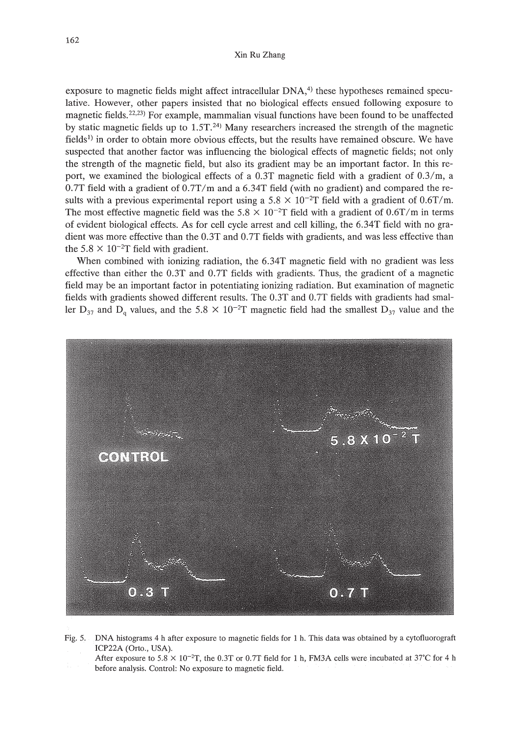exposure to magnetic fields might affect intracellular DNA,[4] these hypotheses remained speculative. However, other papers insisted that no biological effects ensued following exposure to magnetic fields.[22,23] For example, mammalian visual functions have been found to be unaffected by static magnetic fields up to 1.5T.[24] Many researchers increased the strength of the magnetic fields[1] in order to obtain more obvious effects, but the results have remained obscure. We have suspected that another factor was influencing the biological effects of magnetic fields; not only the strength of the magnetic field, but also its gradient may be an important factor. In this report, we examined the biological effects of a 0.3T magnetic field with a gradient of 0.3/m, a 0.7T field with a gradient of 0.7T/m and a 6.34T field (with no gradient) and compared the results with a previous experimental report using a $5.8 \times 10^{-2}$T field with a gradient of 0.6T/m. The most effective magnetic field was the $5.8 \times 10^{-2}$T field with a gradient of 0.6T/m in terms of evident biological effects. As for cell cycle arrest and cell killing, the 6.34T field with no gradient was more effective than the 0.3T and 0.7T fields with gradients, and was less effective than the $5.8 \times 10^{-2}$T field with gradient.

When combined with ionizing radiation, the 6.34T magnetic field with no gradient was less effective than either the 0.3T and 0.7T fields with gradients. Thus, the gradient of a magnetic field may be an important factor in potentiating ionizing radiation. But examination of magnetic fields with gradients showed different results. The 0.3T and 0.7T fields with gradients had smaller $D_{37}$ and $D_q$ values, and the $5.8 \times 10^{-2}$T magnetic field had the smallest $D_{37}$ value and the

Fig. 5. DNA histograms 4 h after exposure to magnetic fields for 1 h. This data was obtained by a cytofluorograft ICP22A (Orto., USA).
After exposure to $5.8 \times 10^{-2}$T, the 0.3T or 0.7T field for 1 h, FM3A cells were incubated at 37°C for 4 h before analysis. Control: No exposure to magnetic field.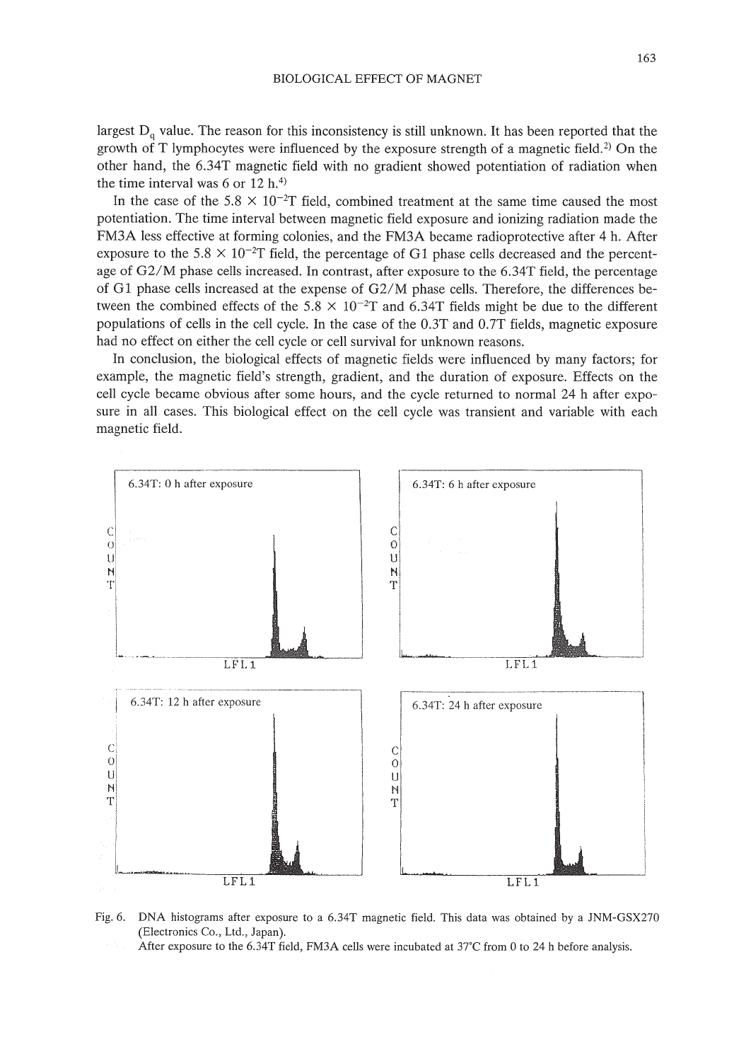largest $D_q$ value. The reason for this inconsistency is still unknown. It has been reported that the growth of T lymphocytes were influenced by the exposure strength of a magnetic field.[2] On the other hand, the 6.34T magnetic field with no gradient showed potentiation of radiation when the time interval was 6 or 12 h.[4]

In the case of the $5.8 \times 10^{-2}$T field, combined treatment at the same time caused the most potentiation. The time interval between magnetic field exposure and ionizing radiation made the FM3A less effective at forming colonies, and the FM3A became radioprotective after 4 h. After exposure to the $5.8 \times 10^{-2}$T field, the percentage of G1 phase cells decreased and the percentage of G2/M phase cells increased. In contrast, after exposure to the 6.34T field, the percentage of G1 phase cells increased at the expense of G2/M phase cells. Therefore, the differences between the combined effects of the $5.8 \times 10^{-2}$T and 6.34T fields might be due to the different populations of cells in the cell cycle. In the case of the 0.3T and 0.7T fields, magnetic exposure had no effect on either the cell cycle or cell survival for unknown reasons.

In conclusion, the biological effects of magnetic fields were influenced by many factors; for example, the magnetic field's strength, gradient, and the duration of exposure. Effects on the cell cycle became obvious after some hours, and the cycle returned to normal 24 h after exposure in all cases. This biological effect on the cell cycle was transient and variable with each magnetic field.

Fig. 6. DNA histograms after exposure to a 6.34T magnetic field. This data was obtained by a JNM-GSX270 (Electronics Co., Ltd., Japan).
After exposure to the 6.34T field, FM3A cells were incubated at 37°C from 0 to 24 h before analysis.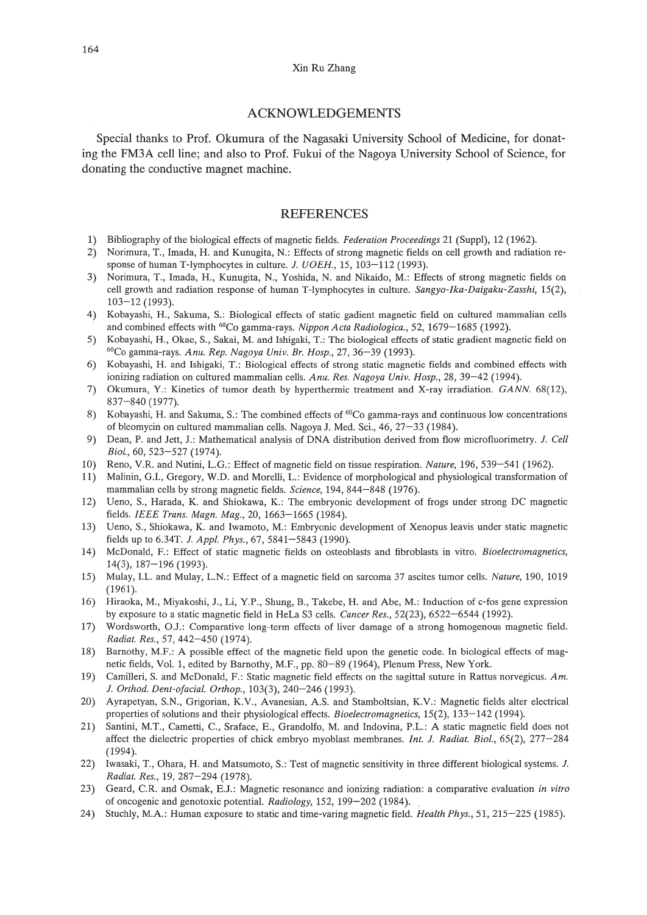## ACKNOWLEDGEMENTS

Special thanks to Prof. Okumura of the Nagasaki University School of Medicine, for donating the FM3A cell line; and also to Prof. Fukui of the Nagoya University School of Science, for donating the conductive magnet machine.

## REFERENCES

1) Bibliography of the biological effects of magnetic fields. *Federation Proceedings* 21 (Suppl), 12 (1962).
2) Norimura, T., Imada, H. and Kunugita, N.: Effects of strong magnetic fields on cell growth and radiation response of human T-lymphocytes in culture. *J. UOEH.*, 15, 103–112 (1993).
3) Norimura, T., Imada, H., Kunugita, N., Yoshida, N. and Nikaido, M.: Effects of strong magnetic fields on cell growth and radiation response of human T-lymphocytes in culture. *Sangyo-Ika-Daigaku-Zasshi*, 15(2), 103–12 (1993).
4) Kobayashi, H., Sakuma, S.: Biological effects of static gadient magnetic field on cultured mammalian cells and combined effects with $^{60}$Co gamma-rays. *Nippon Acta Radiologica.*, 52, 1679–1685 (1992).
5) Kobayashi, H., Okae, S., Sakai, M. and Ishigaki, T.: The biological effects of static gradient magnetic field on $^{60}$Co gamma-rays. *Anu. Rep. Nagoya Univ. Br. Hosp.*, 27, 36–39 (1993).
6) Kobayashi, H. and Ishigaki, T.: Biological effects of strong static magnetic fields and combined effects with ionizing radiation on cultured mammalian cells. *Anu. Res. Nagoya Univ. Hosp.*, 28, 39–42 (1994).
7) Okumura, Y.: Kinetics of tumor death by hyperthermic treatment and X-ray irradiation. *GANN.* 68(12), 837–840 (1977).
8) Kobayashi, H. and Sakuma, S.: The combined effects of $^{60}$Co gamma-rays and continuous low concentrations of bleomycin on cultured mammalian cells. Nagoya J. Med. Sci., 46, 27–33 (1984).
9) Dean, P. and Jett, J.: Mathematical analysis of DNA distribution derived from flow microfluorimetry. *J. Cell Biol.*, 60, 523–527 (1974).
10) Reno, V.R. and Nutini, L.G.: Effect of magnetic field on tissue respiration. *Nature*, 196, 539–541 (1962).
11) Malinin, G.I., Gregory, W.D. and Morelli, L.: Evidence of morphological and physiological transformation of mammalian cells by strong magnetic fields. *Science*, 194, 844–848 (1976).
12) Ueno, S., Harada, K. and Shiokawa, K.: The embryonic development of frogs under strong DC magnetic fields. *IEEE Trans. Magn. Mag.*, 20, 1663–1665 (1984).
13) Ueno, S., Shiokawa, K. and Iwamoto, M.: Embryonic development of Xenopus leavis under static magnetic fields up to 6.34T. *J. Appl. Phys.*, 67, 5841–5843 (1990).
14) McDonald, F.: Effect of static magnetic fields on osteoblasts and fibroblasts in vitro. *Bioelectromagnetics*, 14(3), 187–196 (1993).
15) Mulay, I.L. and Mulay, L.N.: Effect of a magnetic field on sarcoma 37 ascites tumor cells. *Nature*, 190, 1019 (1961).
16) Hiraoka, M., Miyakoshi, J., Li, Y.P., Shung, B., Takebe, H. and Abe, M.: Induction of c-fos gene expression by exposure to a static magnetic field in HeLa S3 cells. *Cancer Res.*, 52(23), 6522–6544 (1992).
17) Wordsworth, O.J.: Comparative long-term effects of liver damage of a strong homogenous magnetic field. *Radiat. Res.*, 57, 442–450 (1974).
18) Barnothy, M.F.: A possible effect of the magnetic field upon the genetic code. In biological effects of magnetic fields, Vol. 1, edited by Barnothy, M.F., pp. 80–89 (1964), Plenum Press, New York.
19) Camilleri, S. and McDonald, F.: Static magnetic field effects on the sagittal suture in Rattus norvegicus. *Am. J. Orthod. Dent-ofacial. Orthop.*, 103(3), 240–246 (1993).
20) Ayrapetyan, S.N., Grigorian, K.V., Avanesian, A.S. and Stamboltsian, K.V.: Magnetic fields alter electrical properties of solutions and their physiological effects. *Bioelectromagnetics*, 15(2), 133–142 (1994).
21) Santini, M.T., Cametti, C., Sraface, E., Grandolfo, M. and Indovina, P.L.: A static magnetic field does not affect the dielectric properties of chick embryo myoblast membranes. *Int. J. Radiat. Biol.*, 65(2), 277–284 (1994).
22) Iwasaki, T., Ohara, H. and Matsumoto, S.: Test of magnetic sensitivity in three different biological systems. *J. Radiat. Res.*, 19, 287–294 (1978).
23) Geard, C.R. and Osmak, E.J.: Magnetic resonance and ionizing radiation: a comparative evaluation *in vitro* of oncogenic and genotoxic potential. *Radiology*, 152, 199–202 (1984).
24) Stuchly, M.A.: Human exposure to static and time-varing magnetic field. *Health Phys.*, 51, 215–225 (1985).